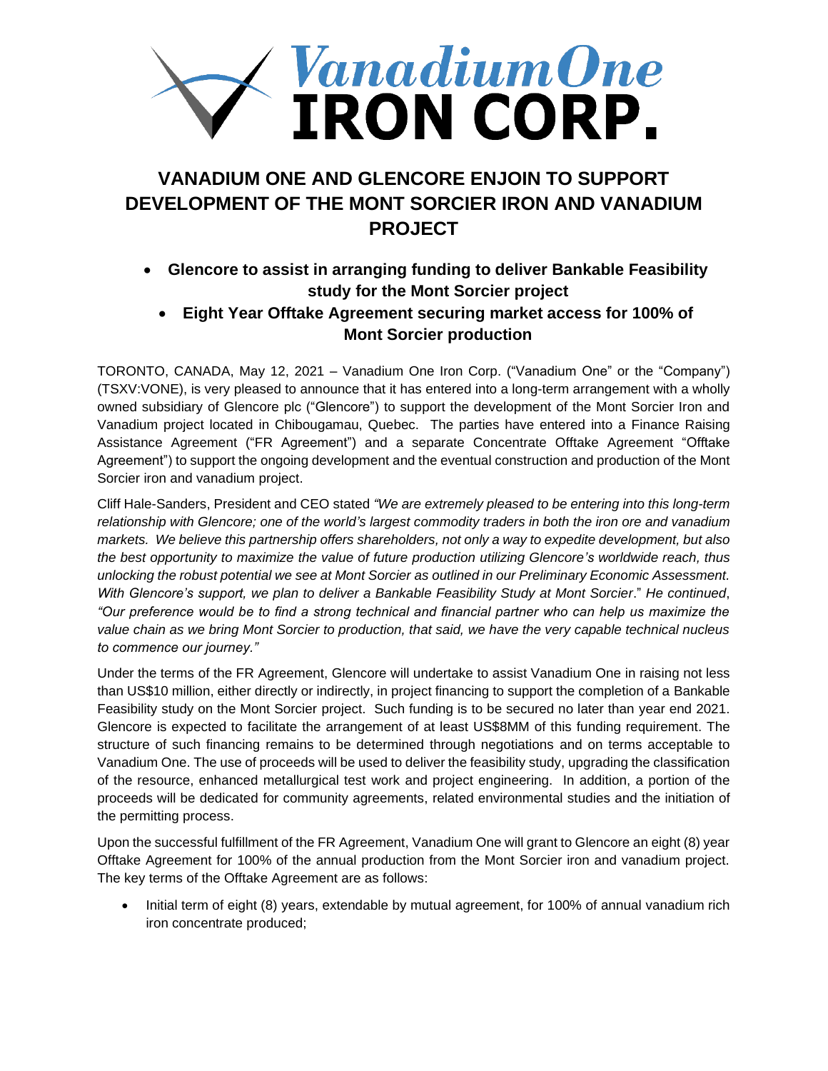**VanadiumOne IRON CORP.**

# VANADIUM ONE AND GLENCORE ENJOIN TO SUPPORT DEVELOPMENT OF THE MONT SORCIER IRON AND VANADIUM PROJECT

- **Glencore to assist in arranging funding to deliver Bankable Feasibility study for the Mont Sorcier project**
- **Eight Year Offtake Agreement securing market access for 100% of Mont Sorcier production**

TORONTO, CANADA, May 12, 2021 – Vanadium One Iron Corp. ("Vanadium One" or the "Company") (TSXV:VONE), is very pleased to announce that it has entered into a long-term arrangement with a wholly owned subsidiary of Glencore plc ("Glencore") to support the development of the Mont Sorcier Iron and Vanadium project located in Chibougamau, Quebec. The parties have entered into a Finance Raising Assistance Agreement ("FR Agreement") and a separate Concentrate Offtake Agreement "Offtake Agreement") to support the ongoing development and the eventual construction and production of the Mont Sorcier iron and vanadium project.

Cliff Hale-Sanders, President and CEO stated *"We are extremely pleased to be entering into this long-term relationship with Glencore; one of the world's largest commodity traders in both the iron ore and vanadium markets. We believe this partnership offers shareholders, not only a way to expedite development, but also the best opportunity to maximize the value of future production utilizing Glencore's worldwide reach, thus unlocking the robust potential we see at Mont Sorcier as outlined in our Preliminary Economic Assessment. With Glencore's support, we plan to deliver a Bankable Feasibility Study at Mont Sorcier*." *He continued*, *"Our preference would be to find a strong technical and financial partner who can help us maximize the value chain as we bring Mont Sorcier to production, that said, we have the very capable technical nucleus to commence our journey."*

Under the terms of the FR Agreement, Glencore will undertake to assist Vanadium One in raising not less than US$10 million, either directly or indirectly, in project financing to support the completion of a Bankable Feasibility study on the Mont Sorcier project. Such funding is to be secured no later than year end 2021. Glencore is expected to facilitate the arrangement of at least US$8MM of this funding requirement. The structure of such financing remains to be determined through negotiations and on terms acceptable to Vanadium One. The use of proceeds will be used to deliver the feasibility study, upgrading the classification of the resource, enhanced metallurgical test work and project engineering. In addition, a portion of the proceeds will be dedicated for community agreements, related environmental studies and the initiation of the permitting process.

Upon the successful fulfillment of the FR Agreement, Vanadium One will grant to Glencore an eight (8) year Offtake Agreement for 100% of the annual production from the Mont Sorcier iron and vanadium project. The key terms of the Offtake Agreement are as follows:

- Initial term of eight (8) years, extendable by mutual agreement, for 100% of annual vanadium rich iron concentrate produced;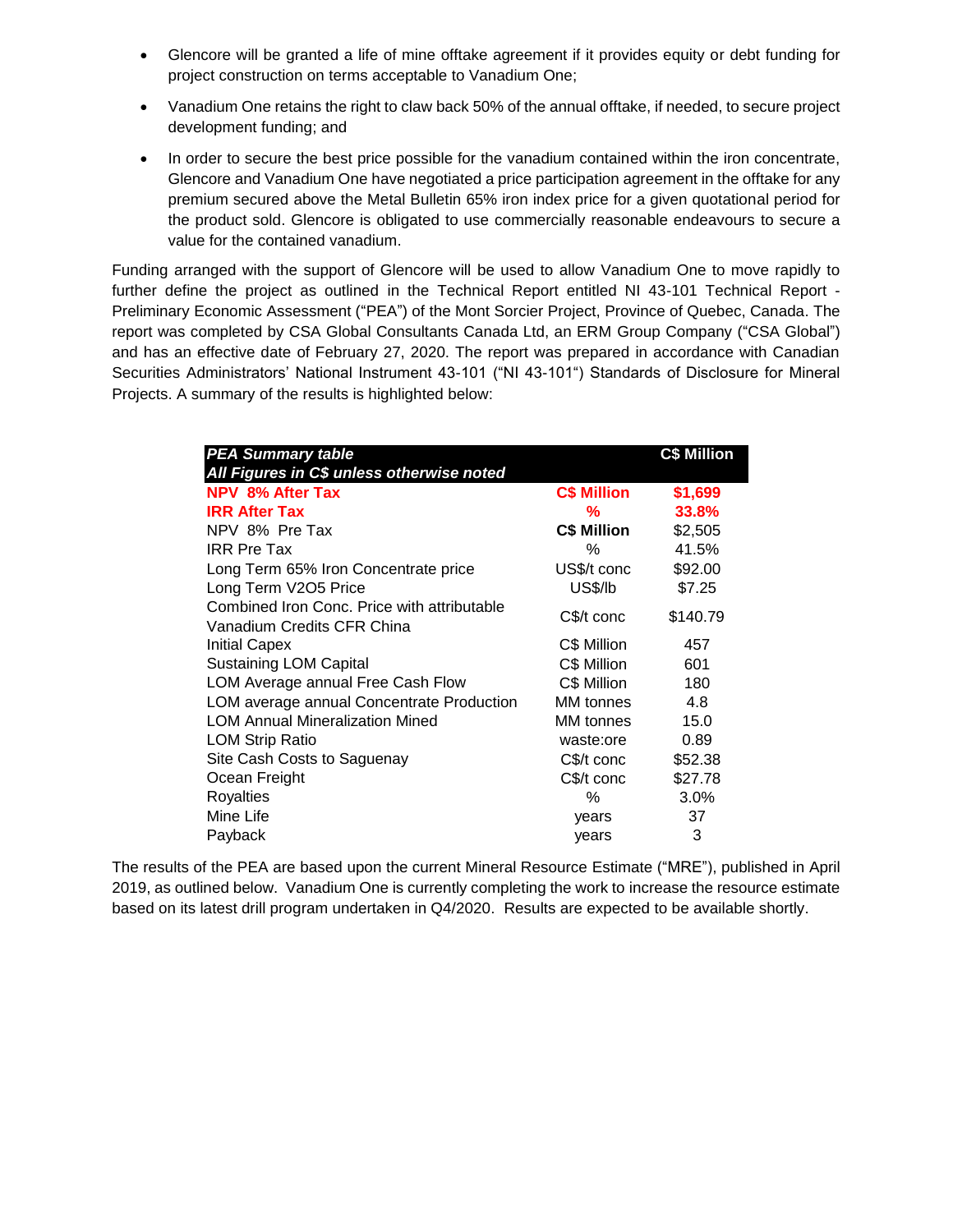- Glencore will be granted a life of mine offtake agreement if it provides equity or debt funding for project construction on terms acceptable to Vanadium One;
- Vanadium One retains the right to claw back 50% of the annual offtake, if needed, to secure project development funding; and
- In order to secure the best price possible for the vanadium contained within the iron concentrate, Glencore and Vanadium One have negotiated a price participation agreement in the offtake for any premium secured above the Metal Bulletin 65% iron index price for a given quotational period for the product sold. Glencore is obligated to use commercially reasonable endeavours to secure a value for the contained vanadium.

Funding arranged with the support of Glencore will be used to allow Vanadium One to move rapidly to further define the project as outlined in the Technical Report entitled NI 43-101 Technical Report - Preliminary Economic Assessment ("PEA") of the Mont Sorcier Project, Province of Quebec, Canada. The report was completed by CSA Global Consultants Canada Ltd, an ERM Group Company ("CSA Global") and has an effective date of February 27, 2020. The report was prepared in accordance with Canadian Securities Administrators' National Instrument 43-101 ("NI 43-101") Standards of Disclosure for Mineral Projects. A summary of the results is highlighted below:

| ***PEA Summary table*** ***All Figures in C$ unless otherwise noted*** | | **C$ Million** |
|---|---|---|
| **NPV 8% After Tax** | **C$ Million** | **$1,699** |
| **IRR After Tax** | **%** | **33.8%** |
| NPV 8% Pre Tax | **C$ Million** | $2,505 |
| IRR Pre Tax | % | 41.5% |
| Long Term 65% Iron Concentrate price | US$/t conc | $92.00 |
| Long Term V2O5 Price | US$/lb | $7.25 |
| Combined Iron Conc. Price with attributable Vanadium Credits CFR China | C$/t conc | $140.79 |
| Initial Capex | C$ Million | 457 |
| Sustaining LOM Capital | C$ Million | 601 |
| LOM Average annual Free Cash Flow | C$ Million | 180 |
| LOM average annual Concentrate Production | MM tonnes | 4.8 |
| LOM Annual Mineralization Mined | MM tonnes | 15.0 |
| LOM Strip Ratio | waste:ore | 0.89 |
| Site Cash Costs to Saguenay | C$/t conc | $52.38 |
| Ocean Freight | C$/t conc | $27.78 |
| Royalties | % | 3.0% |
| Mine Life | years | 37 |
| Payback | years | 3 |

The results of the PEA are based upon the current Mineral Resource Estimate ("MRE"), published in April 2019, as outlined below. Vanadium One is currently completing the work to increase the resource estimate based on its latest drill program undertaken in Q4/2020. Results are expected to be available shortly.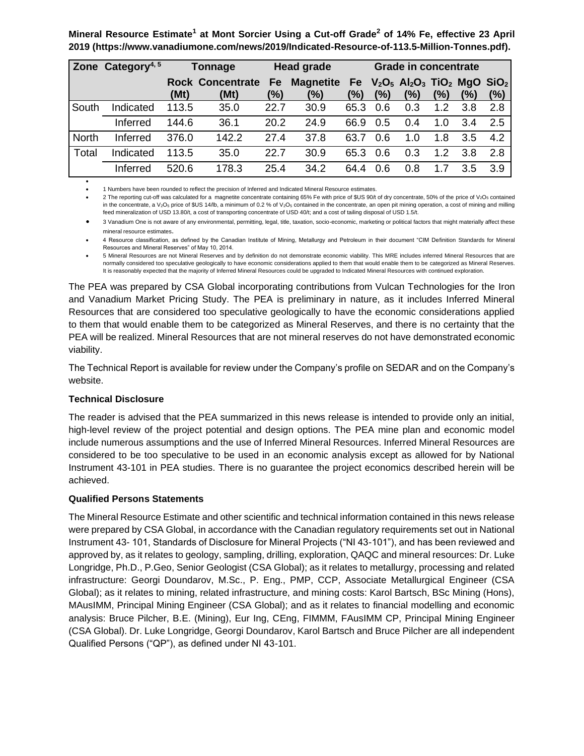**Mineral Resource Estimate[1] at Mont Sorcier Using a Cut-off Grade[2] of 14% Fe, effective 23 April 2019 (https://www.vanadiumone.com/news/2019/Indicated-Resource-of-113.5-Million-Tonnes.pdf).**

| Zone | Category[4, 5] | Tonnage | | Head grade | | Grade in concentrate | | | | | |
|---|---|---|---|---|---|---|---|---|---|---|---|
| | | Rock (Mt) | Concentrate (Mt) | Fe (%) | Magnetite (%) | Fe (%) | $V_2O_5$ (%) | $Al_2O_3$ (%) | $TiO_2$ (%) | MgO (%) | $SiO_2$ (%) |
| South | Indicated | 113.5 | 35.0 | 22.7 | 30.9 | 65.3 | 0.6 | 0.3 | 1.2 | 3.8 | 2.8 |
| | Inferred | 144.6 | 36.1 | 20.2 | 24.9 | 66.9 | 0.5 | 0.4 | 1.0 | 3.4 | 2.5 |
| North | Inferred | 376.0 | 142.2 | 27.4 | 37.8 | 63.7 | 0.6 | 1.0 | 1.8 | 3.5 | 4.2 |
| Total | Indicated | 113.5 | 35.0 | 22.7 | 30.9 | 65.3 | 0.6 | 0.3 | 1.2 | 3.8 | 2.8 |
| | Inferred | 520.6 | 178.3 | 25.4 | 34.2 | 64.4 | 0.6 | 0.8 | 1.7 | 3.5 | 3.9 |

- 1 Numbers have been rounded to reflect the precision of Inferred and Indicated Mineral Resource estimates.
- 2 The reporting cut-off was calculated for a magnetite concentrate containing 65% Fe with price of $US 90/t of dry concentrate, 50% of the price of $V_2O_5$ contained in the concentrate, a $V_2O_5$ price of $US 14/lb, a minimum of 0.2 % of $V_2O_5$ contained in the concentrate, an open pit mining operation, a cost of mining and milling feed mineralization of USD 13.80/t, a cost of transporting concentrate of USD 40/t; and a cost of tailing disposal of USD 1.5/t.
- 3 Vanadium One is not aware of any environmental, permitting, legal, title, taxation, socio-economic, marketing or political factors that might materially affect these mineral resource estimates.
- 4 Resource classification, as defined by the Canadian Institute of Mining, Metallurgy and Petroleum in their document "CIM Definition Standards for Mineral Resources and Mineral Reserves" of May 10, 2014.
- 5 Mineral Resources are not Mineral Reserves and by definition do not demonstrate economic viability. This MRE includes inferred Mineral Resources that are normally considered too speculative geologically to have economic considerations applied to them that would enable them to be categorized as Mineral Reserves. It is reasonably expected that the majority of Inferred Mineral Resources could be upgraded to Indicated Mineral Resources with continued exploration.

The PEA was prepared by CSA Global incorporating contributions from Vulcan Technologies for the Iron and Vanadium Market Pricing Study. The PEA is preliminary in nature, as it includes Inferred Mineral Resources that are considered too speculative geologically to have the economic considerations applied to them that would enable them to be categorized as Mineral Reserves, and there is no certainty that the PEA will be realized. Mineral Resources that are not mineral reserves do not have demonstrated economic viability.

The Technical Report is available for review under the Company's profile on SEDAR and on the Company's website.

**Technical Disclosure**

The reader is advised that the PEA summarized in this news release is intended to provide only an initial, high-level review of the project potential and design options. The PEA mine plan and economic model include numerous assumptions and the use of Inferred Mineral Resources. Inferred Mineral Resources are considered to be too speculative to be used in an economic analysis except as allowed for by National Instrument 43-101 in PEA studies. There is no guarantee the project economics described herein will be achieved.

**Qualified Persons Statements**

The Mineral Resource Estimate and other scientific and technical information contained in this news release were prepared by CSA Global, in accordance with the Canadian regulatory requirements set out in National Instrument 43- 101, Standards of Disclosure for Mineral Projects ("NI 43-101"), and has been reviewed and approved by, as it relates to geology, sampling, drilling, exploration, QAQC and mineral resources: Dr. Luke Longridge, Ph.D., P.Geo, Senior Geologist (CSA Global); as it relates to metallurgy, processing and related infrastructure: Georgi Doundarov, M.Sc., P. Eng., PMP, CCP, Associate Metallurgical Engineer (CSA Global); as it relates to mining, related infrastructure, and mining costs: Karol Bartsch, BSc Mining (Hons), MAusIMM, Principal Mining Engineer (CSA Global); and as it relates to financial modelling and economic analysis: Bruce Pilcher, B.E. (Mining), Eur Ing, CEng, FIMMM, FAusIMM CP, Principal Mining Engineer (CSA Global). Dr. Luke Longridge, Georgi Doundarov, Karol Bartsch and Bruce Pilcher are all independent Qualified Persons ("QP"), as defined under NI 43-101.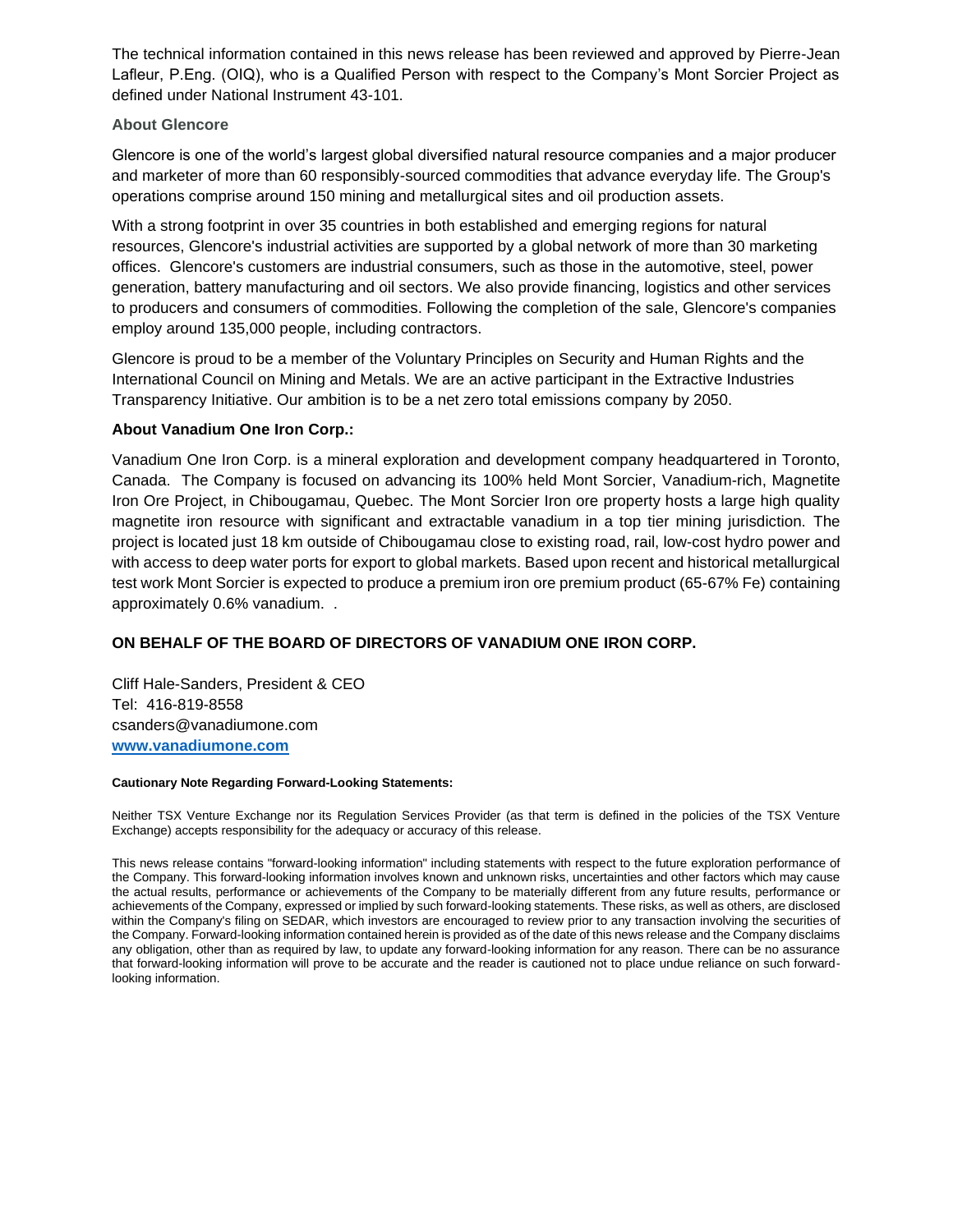The technical information contained in this news release has been reviewed and approved by Pierre-Jean Lafleur, P.Eng. (OIQ), who is a Qualified Person with respect to the Company's Mont Sorcier Project as defined under National Instrument 43-101.

### About Glencore

Glencore is one of the world's largest global diversified natural resource companies and a major producer and marketer of more than 60 responsibly-sourced commodities that advance everyday life. The Group's operations comprise around 150 mining and metallurgical sites and oil production assets.

With a strong footprint in over 35 countries in both established and emerging regions for natural resources, Glencore's industrial activities are supported by a global network of more than 30 marketing offices. Glencore's customers are industrial consumers, such as those in the automotive, steel, power generation, battery manufacturing and oil sectors. We also provide financing, logistics and other services to producers and consumers of commodities. Following the completion of the sale, Glencore's companies employ around 135,000 people, including contractors.

Glencore is proud to be a member of the Voluntary Principles on Security and Human Rights and the International Council on Mining and Metals. We are an active participant in the Extractive Industries Transparency Initiative. Our ambition is to be a net zero total emissions company by 2050.

### About Vanadium One Iron Corp.:

Vanadium One Iron Corp. is a mineral exploration and development company headquartered in Toronto, Canada. The Company is focused on advancing its 100% held Mont Sorcier, Vanadium-rich, Magnetite Iron Ore Project, in Chibougamau, Quebec. The Mont Sorcier Iron ore property hosts a large high quality magnetite iron resource with significant and extractable vanadium in a top tier mining jurisdiction. The project is located just 18 km outside of Chibougamau close to existing road, rail, low-cost hydro power and with access to deep water ports for export to global markets. Based upon recent and historical metallurgical test work Mont Sorcier is expected to produce a premium iron ore premium product (65-67% Fe) containing approximately 0.6% vanadium. .

**ON BEHALF OF THE BOARD OF DIRECTORS OF VANADIUM ONE IRON CORP.**

Cliff Hale-Sanders, President & CEO
Tel: 416-819-8558
csanders@vanadiumone.com
**www.vanadiumone.com**

**Cautionary Note Regarding Forward-Looking Statements:**

Neither TSX Venture Exchange nor its Regulation Services Provider (as that term is defined in the policies of the TSX Venture Exchange) accepts responsibility for the adequacy or accuracy of this release.

This news release contains "forward-looking information" including statements with respect to the future exploration performance of the Company. This forward-looking information involves known and unknown risks, uncertainties and other factors which may cause the actual results, performance or achievements of the Company to be materially different from any future results, performance or achievements of the Company, expressed or implied by such forward-looking statements. These risks, as well as others, are disclosed within the Company's filing on SEDAR, which investors are encouraged to review prior to any transaction involving the securities of the Company. Forward-looking information contained herein is provided as of the date of this news release and the Company disclaims any obligation, other than as required by law, to update any forward-looking information for any reason. There can be no assurance that forward-looking information will prove to be accurate and the reader is cautioned not to place undue reliance on such forward-looking information.